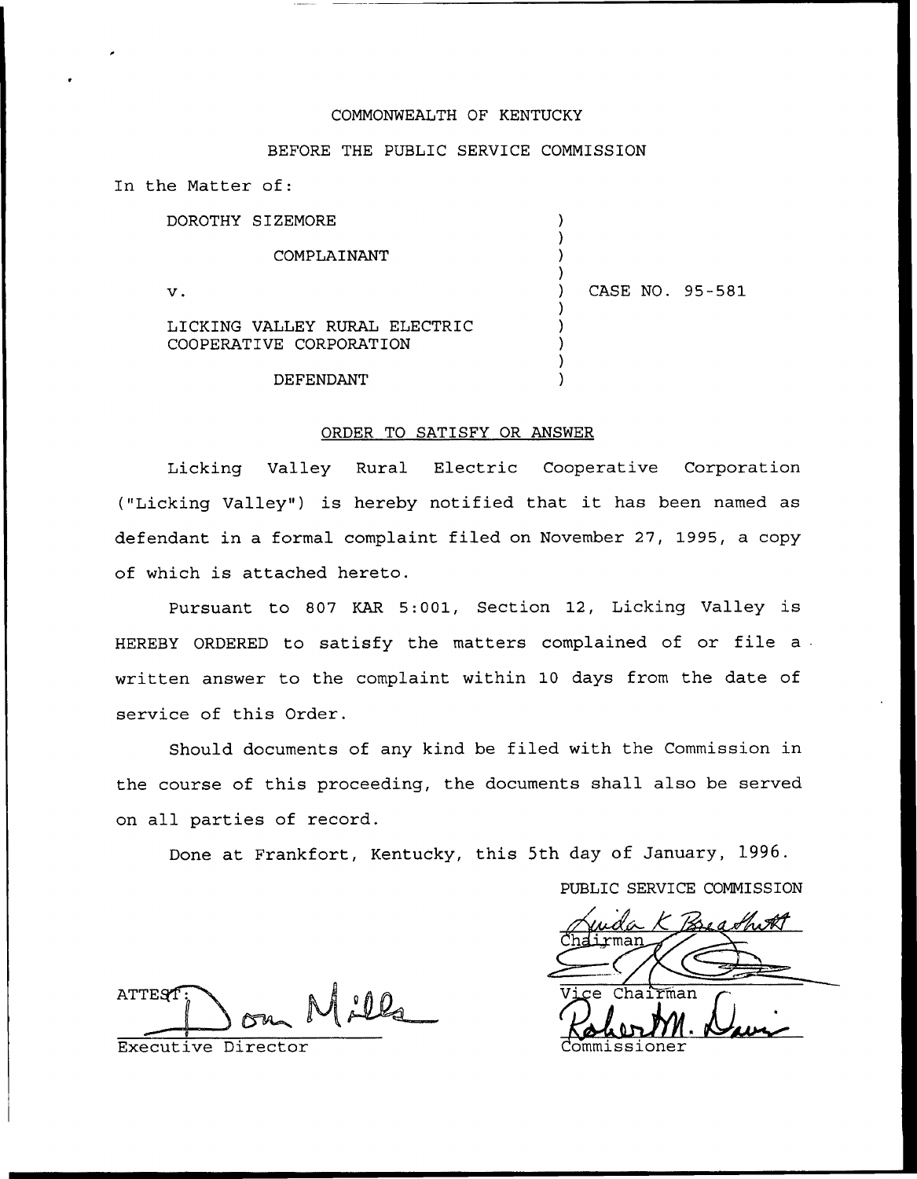COMMONWEALTH OF KENTUCKY

BEFORE THE PUBLIC SERVICE COMMISSION

In the Matter of:

DOROTHY SIZEMORE

COMPLAINANT

v.

LICKING VALLEY RURAL ELECTRIC COOPERATIVE CORPORATION

DEFENDANT

CASE NO. 95-581

ORDER TO SATISFY OR ANSWER

Licking Valley Rural Electric Cooperative Corporation ("Licking Valley") is hereby notified that it has been named as defendant in a formal complaint filed on November 27, 1995, a copy of which is attached hereto.

Pursuant to 807 KAR 5:001, Section 12, Licking Valley is HEREBY ORDERED to satisfy the matters complained of or file a written answer to the complaint within 10 days from the date of service of this Order.

Should documents of any kind be filed with the Commission in the course of this proceeding, the documents shall also be served on all parties of record.

Done at Frankfort, Kentucky, this 5th day of January, 1996.

PUBLIC SERVICE COMMISSION

Chairman

Vice Chairman

Commissioner

ATTEST:

Executive Director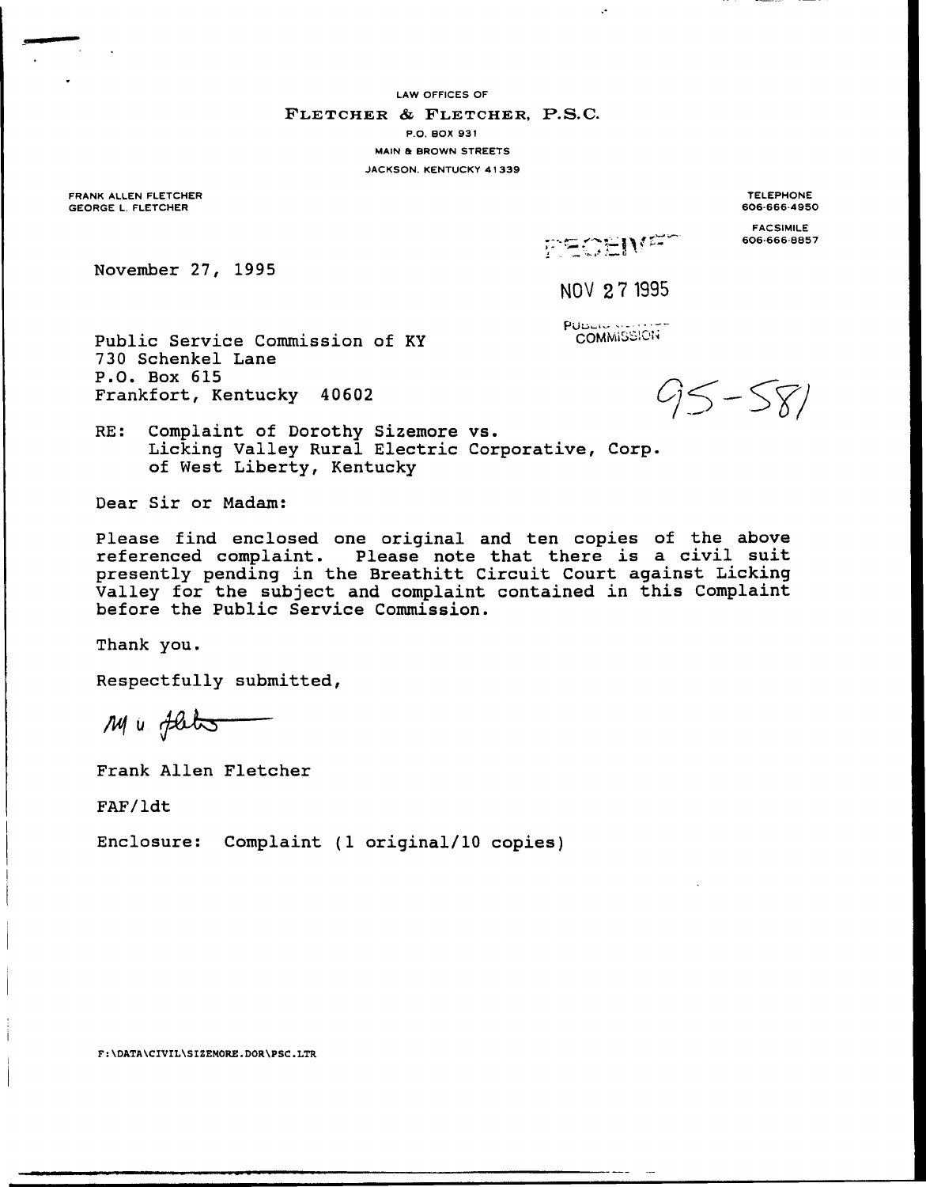LAW OFFICES OF

**FLETCHER & FLETCHER, P.S.C.**

P.O. BOX 931

MAIN & BROWN STREETS

JACKSON, KENTUCKY 41339

FRANK ALLEN FLETCHER
GEORGE L. FLETCHER

TELEPHONE
606-666-4950

FACSIMILE
606-666-8857

RECEIVED

NOV 27 1995

PUBLIC SERVICE COMMISSION

November 27, 1995

Public Service Commission of KY
730 Schenkel Lane
P.O. Box 615
Frankfort, Kentucky 40602

95-581

RE: Complaint of Dorothy Sizemore vs. Licking Valley Rural Electric Corporative, Corp. of West Liberty, Kentucky

Dear Sir or Madam:

Please find enclosed one original and ten copies of the above referenced complaint. Please note that there is a civil suit presently pending in the Breathitt Circuit Court against Licking Valley for the subject and complaint contained in this Complaint before the Public Service Commission.

Thank you.

Respectfully submitted,

Frank Allen Fletcher

FAF/ldt

Enclosure: Complaint (1 original/10 copies)

F:\DATA\CIVIL\SIZEMORE.DOR\PSC.LTR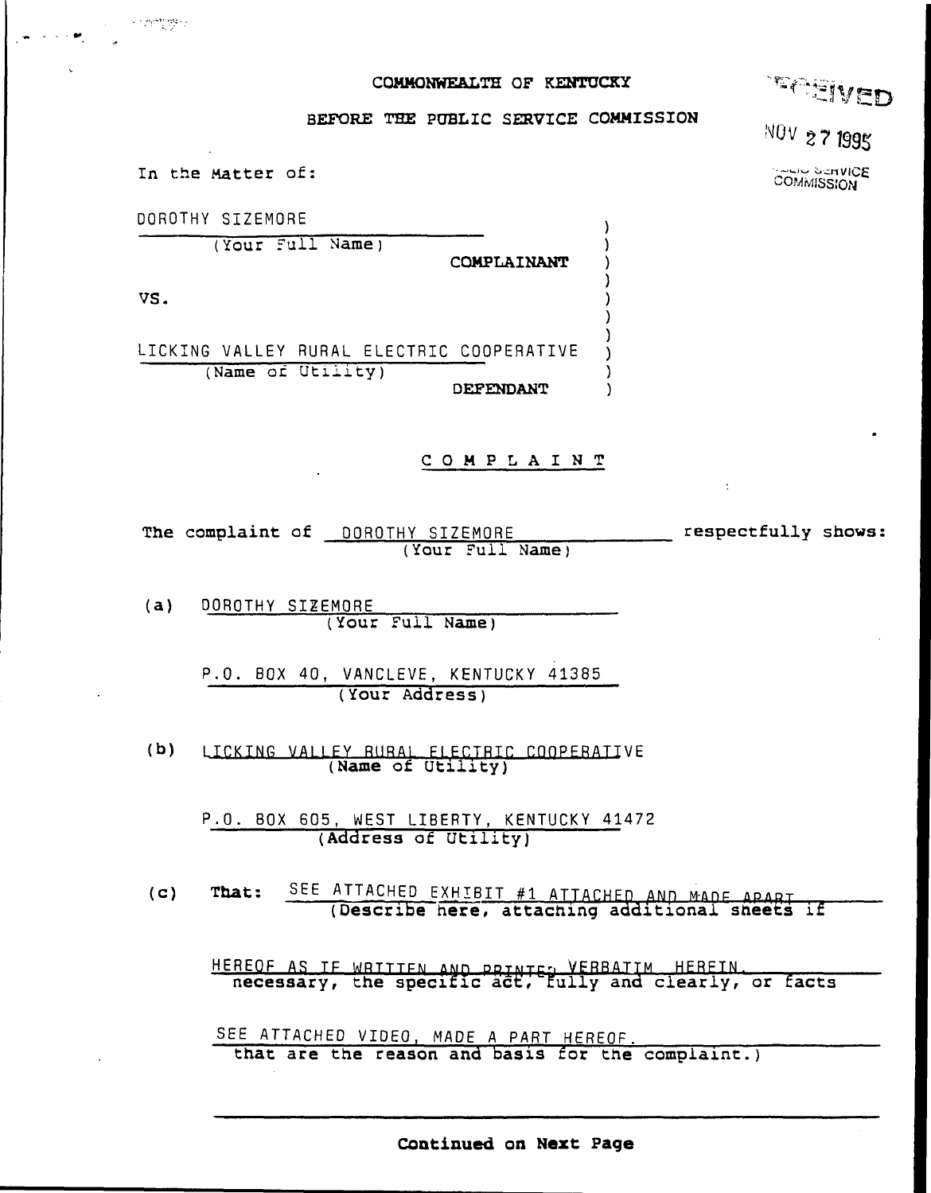COMMONWEALTH OF KENTUCKY

BEFORE THE PUBLIC SERVICE COMMISSION

RECEIVED
NOV 27 1995
PUBLIC SERVICE COMMISSION

In the Matter of:

DOROTHY SIZEMORE
(Your Full Name)

COMPLAINANT

VS.

LICKING VALLEY RURAL ELECTRIC COOPERATIVE
(Name of Utility)

DEFENDANT

## C O M P L A I N T

The complaint of DOROTHY SIZEMORE (Your Full Name) respectfully shows:

(a) DOROTHY SIZEMORE
(Your Full Name)

P.O. BOX 40, VANCLEVE, KENTUCKY 41385
(Your Address)

(b) LICKING VALLEY RURAL ELECTRIC COOPERATIVE
(Name of Utility)

P.O. BOX 605, WEST LIBERTY, KENTUCKY 41472
(Address of Utility)

(c) **That:** SEE ATTACHED EXHIBIT #1 ATTACHED AND MADE APART HEREOF AS IF WRITTEN AND PRINTED VERBATIM HEREIN.
SEE ATTACHED VIDEO, MADE A PART HEREOF.
(Describe here, attaching additional sheets if necessary, the specific act, fully and clearly, or facts that are the reason and basis for the complaint.)

**Continued on Next Page**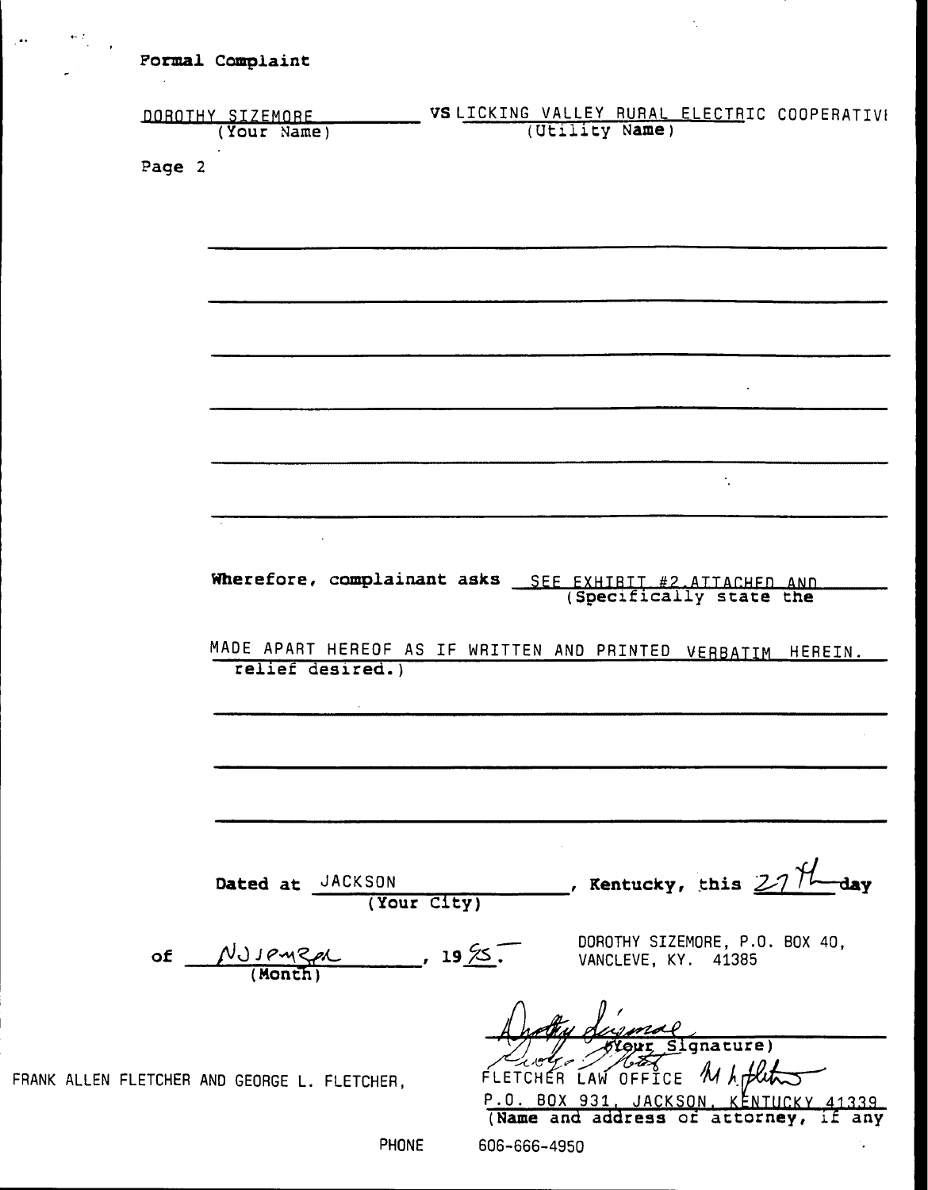Formal Complaint

DOROTHY SIZEMORE VS LICKING VALLEY RURAL ELECTRIC COOPERATIVE
(Your Name) (Utility Name)

Page 2

Wherefore, complainant asks SEE EXHIBIT #2 ATTACHED AND (Specifically state the MADE APART HEREOF AS IF WRITTEN AND PRINTED VERBATIM HEREIN. relief desired.)

Dated at JACKSON (Your City), Kentucky, this 27th day of November (Month), 1995.

DOROTHY SIZEMORE, P.O. BOX 40,
VANCLEVE, KY. 41385

Dorothy Sizemore
(Your Signature)

FRANK ALLEN FLETCHER AND GEORGE L. FLETCHER, FLETCHER LAW OFFICE
P.O. BOX 931, JACKSON, KENTUCKY 41339
(Name and address of attorney, if any

PHONE 606-666-4950